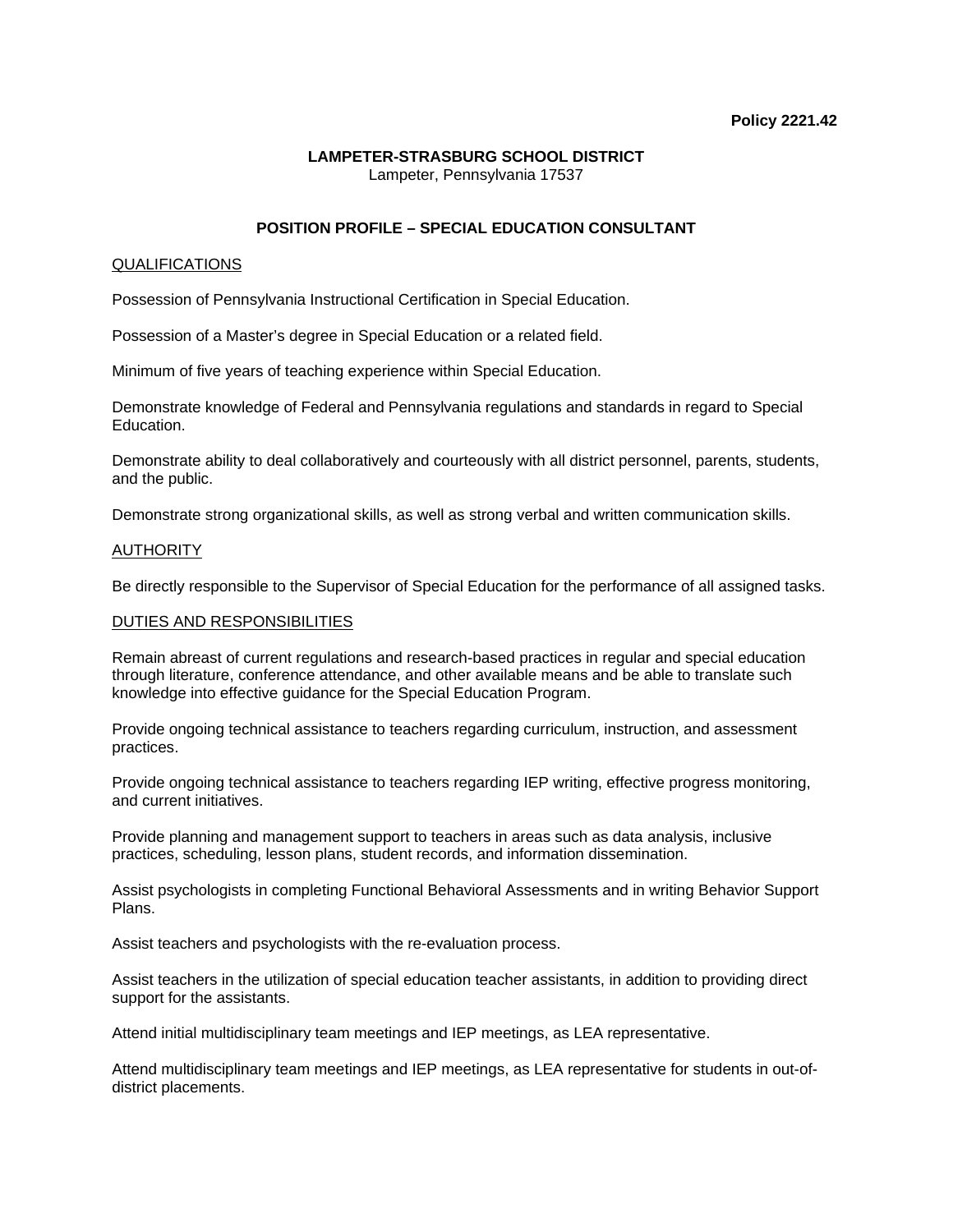**Policy 2221.42**

**LAMPETER-STRASBURG SCHOOL DISTRICT**
Lampeter, Pennsylvania 17537

# POSITION PROFILE – SPECIAL EDUCATION CONSULTANT

## QUALIFICATIONS

Possession of Pennsylvania Instructional Certification in Special Education.

Possession of a Master's degree in Special Education or a related field.

Minimum of five years of teaching experience within Special Education.

Demonstrate knowledge of Federal and Pennsylvania regulations and standards in regard to Special Education.

Demonstrate ability to deal collaboratively and courteously with all district personnel, parents, students, and the public.

Demonstrate strong organizational skills, as well as strong verbal and written communication skills.

## AUTHORITY

Be directly responsible to the Supervisor of Special Education for the performance of all assigned tasks.

## DUTIES AND RESPONSIBILITIES

Remain abreast of current regulations and research-based practices in regular and special education through literature, conference attendance, and other available means and be able to translate such knowledge into effective guidance for the Special Education Program.

Provide ongoing technical assistance to teachers regarding curriculum, instruction, and assessment practices.

Provide ongoing technical assistance to teachers regarding IEP writing, effective progress monitoring, and current initiatives.

Provide planning and management support to teachers in areas such as data analysis, inclusive practices, scheduling, lesson plans, student records, and information dissemination.

Assist psychologists in completing Functional Behavioral Assessments and in writing Behavior Support Plans.

Assist teachers and psychologists with the re-evaluation process.

Assist teachers in the utilization of special education teacher assistants, in addition to providing direct support for the assistants.

Attend initial multidisciplinary team meetings and IEP meetings, as LEA representative.

Attend multidisciplinary team meetings and IEP meetings, as LEA representative for students in out-of-district placements.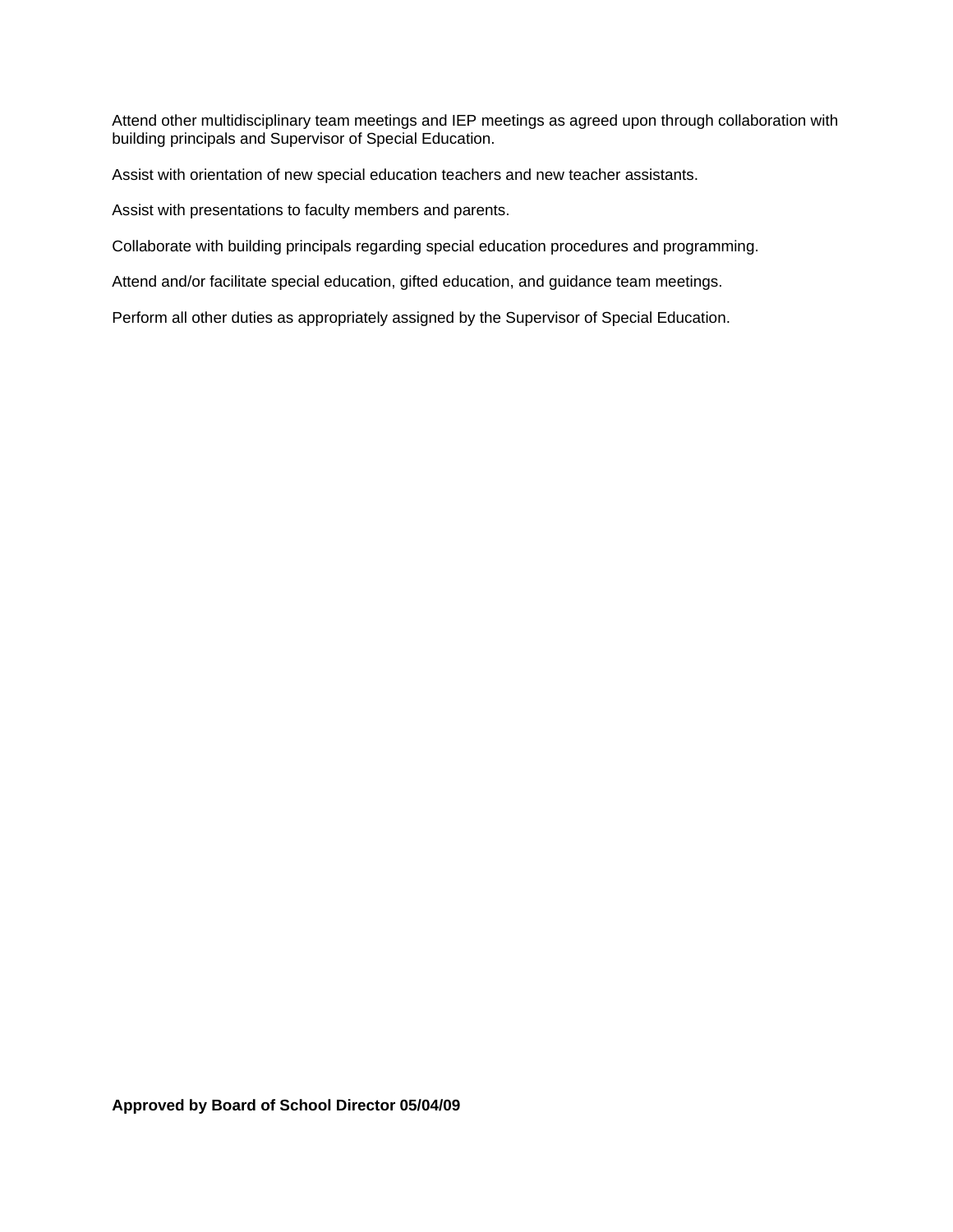Attend other multidisciplinary team meetings and IEP meetings as agreed upon through collaboration with building principals and Supervisor of Special Education.

Assist with orientation of new special education teachers and new teacher assistants.

Assist with presentations to faculty members and parents.

Collaborate with building principals regarding special education procedures and programming.

Attend and/or facilitate special education, gifted education, and guidance team meetings.

Perform all other duties as appropriately assigned by the Supervisor of Special Education.

**Approved by Board of School Director 05/04/09**